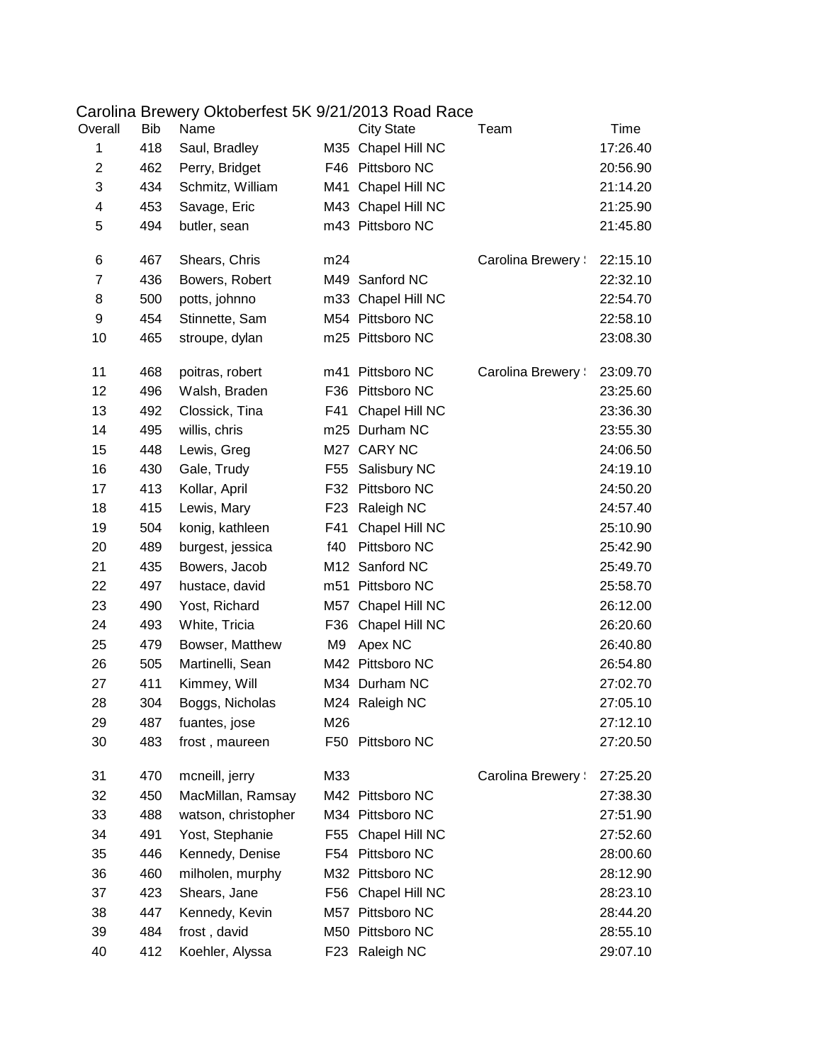# Carolina Brewery Oktoberfest 5K 9/21/2013 Road Race

| Overall | Bib | Name | | City State | Team | Time |
|---|---|---|---|---|---|---|
| 1 | 418 | Saul, Bradley | M35 | Chapel Hill NC | | 17:26.40 |
| 2 | 462 | Perry, Bridget | F46 | Pittsboro NC | | 20:56.90 |
| 3 | 434 | Schmitz, William | M41 | Chapel Hill NC | | 21:14.20 |
| 4 | 453 | Savage, Eric | M43 | Chapel Hill NC | | 21:25.90 |
| 5 | 494 | butler, sean | m43 | Pittsboro NC | | 21:45.80 |
| 6 | 467 | Shears, Chris | m24 | | Carolina Brewery ! | 22:15.10 |
| 7 | 436 | Bowers, Robert | M49 | Sanford NC | | 22:32.10 |
| 8 | 500 | potts, johnno | m33 | Chapel Hill NC | | 22:54.70 |
| 9 | 454 | Stinnette, Sam | M54 | Pittsboro NC | | 22:58.10 |
| 10 | 465 | stroupe, dylan | m25 | Pittsboro NC | | 23:08.30 |
| 11 | 468 | poitras, robert | m41 | Pittsboro NC | Carolina Brewery ! | 23:09.70 |
| 12 | 496 | Walsh, Braden | F36 | Pittsboro NC | | 23:25.60 |
| 13 | 492 | Clossick, Tina | F41 | Chapel Hill NC | | 23:36.30 |
| 14 | 495 | willis, chris | m25 | Durham NC | | 23:55.30 |
| 15 | 448 | Lewis, Greg | M27 | CARY NC | | 24:06.50 |
| 16 | 430 | Gale, Trudy | F55 | Salisbury NC | | 24:19.10 |
| 17 | 413 | Kollar, April | F32 | Pittsboro NC | | 24:50.20 |
| 18 | 415 | Lewis, Mary | F23 | Raleigh NC | | 24:57.40 |
| 19 | 504 | konig, kathleen | F41 | Chapel Hill NC | | 25:10.90 |
| 20 | 489 | burgest, jessica | f40 | Pittsboro NC | | 25:42.90 |
| 21 | 435 | Bowers, Jacob | M12 | Sanford NC | | 25:49.70 |
| 22 | 497 | hustace, david | m51 | Pittsboro NC | | 25:58.70 |
| 23 | 490 | Yost, Richard | M57 | Chapel Hill NC | | 26:12.00 |
| 24 | 493 | White, Tricia | F36 | Chapel Hill NC | | 26:20.60 |
| 25 | 479 | Bowser, Matthew | M9 | Apex NC | | 26:40.80 |
| 26 | 505 | Martinelli, Sean | M42 | Pittsboro NC | | 26:54.80 |
| 27 | 411 | Kimmey, Will | M34 | Durham NC | | 27:02.70 |
| 28 | 304 | Boggs, Nicholas | M24 | Raleigh NC | | 27:05.10 |
| 29 | 487 | fuantes, jose | M26 | | | 27:12.10 |
| 30 | 483 | frost , maureen | F50 | Pittsboro NC | | 27:20.50 |
| 31 | 470 | mcneill, jerry | M33 | | Carolina Brewery ! | 27:25.20 |
| 32 | 450 | MacMillan, Ramsay | M42 | Pittsboro NC | | 27:38.30 |
| 33 | 488 | watson, christopher | M34 | Pittsboro NC | | 27:51.90 |
| 34 | 491 | Yost, Stephanie | F55 | Chapel Hill NC | | 27:52.60 |
| 35 | 446 | Kennedy, Denise | F54 | Pittsboro NC | | 28:00.60 |
| 36 | 460 | milholen, murphy | M32 | Pittsboro NC | | 28:12.90 |
| 37 | 423 | Shears, Jane | F56 | Chapel Hill NC | | 28:23.10 |
| 38 | 447 | Kennedy, Kevin | M57 | Pittsboro NC | | 28:44.20 |
| 39 | 484 | frost , david | M50 | Pittsboro NC | | 28:55.10 |
| 40 | 412 | Koehler, Alyssa | F23 | Raleigh NC | | 29:07.10 |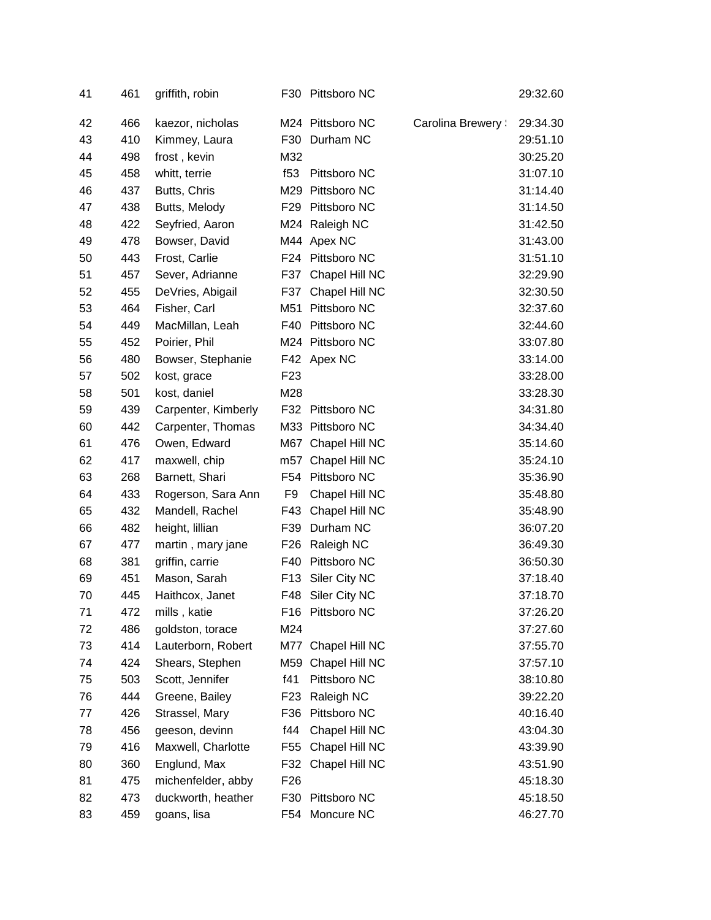| | | | | | | |
|---|---|---|---|---|---|---|
| 41 | 461 | griffith, robin | F30 | Pittsboro NC | | 29:32.60 |
| 42 | 466 | kaezor, nicholas | M24 | Pittsboro NC | Carolina Brewery | 29:34.30 |
| 43 | 410 | Kimmey, Laura | F30 | Durham NC | | 29:51.10 |
| 44 | 498 | frost , kevin | M32 | | | 30:25.20 |
| 45 | 458 | whitt, terrie | f53 | Pittsboro NC | | 31:07.10 |
| 46 | 437 | Butts, Chris | M29 | Pittsboro NC | | 31:14.40 |
| 47 | 438 | Butts, Melody | F29 | Pittsboro NC | | 31:14.50 |
| 48 | 422 | Seyfried, Aaron | M24 | Raleigh NC | | 31:42.50 |
| 49 | 478 | Bowser, David | M44 | Apex NC | | 31:43.00 |
| 50 | 443 | Frost, Carlie | F24 | Pittsboro NC | | 31:51.10 |
| 51 | 457 | Sever, Adrianne | F37 | Chapel Hill NC | | 32:29.90 |
| 52 | 455 | DeVries, Abigail | F37 | Chapel Hill NC | | 32:30.50 |
| 53 | 464 | Fisher, Carl | M51 | Pittsboro NC | | 32:37.60 |
| 54 | 449 | MacMillan, Leah | F40 | Pittsboro NC | | 32:44.60 |
| 55 | 452 | Poirier, Phil | M24 | Pittsboro NC | | 33:07.80 |
| 56 | 480 | Bowser, Stephanie | F42 | Apex NC | | 33:14.00 |
| 57 | 502 | kost, grace | F23 | | | 33:28.00 |
| 58 | 501 | kost, daniel | M28 | | | 33:28.30 |
| 59 | 439 | Carpenter, Kimberly | F32 | Pittsboro NC | | 34:31.80 |
| 60 | 442 | Carpenter, Thomas | M33 | Pittsboro NC | | 34:34.40 |
| 61 | 476 | Owen, Edward | M67 | Chapel Hill NC | | 35:14.60 |
| 62 | 417 | maxwell, chip | m57 | Chapel Hill NC | | 35:24.10 |
| 63 | 268 | Barnett, Shari | F54 | Pittsboro NC | | 35:36.90 |
| 64 | 433 | Rogerson, Sara Ann | F9 | Chapel Hill NC | | 35:48.80 |
| 65 | 432 | Mandell, Rachel | F43 | Chapel Hill NC | | 35:48.90 |
| 66 | 482 | height, lillian | F39 | Durham NC | | 36:07.20 |
| 67 | 477 | martin , mary jane | F26 | Raleigh NC | | 36:49.30 |
| 68 | 381 | griffin, carrie | F40 | Pittsboro NC | | 36:50.30 |
| 69 | 451 | Mason, Sarah | F13 | Siler City NC | | 37:18.40 |
| 70 | 445 | Haithcox, Janet | F48 | Siler City NC | | 37:18.70 |
| 71 | 472 | mills , katie | F16 | Pittsboro NC | | 37:26.20 |
| 72 | 486 | goldston, torace | M24 | | | 37:27.60 |
| 73 | 414 | Lauterborn, Robert | M77 | Chapel Hill NC | | 37:55.70 |
| 74 | 424 | Shears, Stephen | M59 | Chapel Hill NC | | 37:57.10 |
| 75 | 503 | Scott, Jennifer | f41 | Pittsboro NC | | 38:10.80 |
| 76 | 444 | Greene, Bailey | F23 | Raleigh NC | | 39:22.20 |
| 77 | 426 | Strassel, Mary | F36 | Pittsboro NC | | 40:16.40 |
| 78 | 456 | geeson, devinn | f44 | Chapel Hill NC | | 43:04.30 |
| 79 | 416 | Maxwell, Charlotte | F55 | Chapel Hill NC | | 43:39.90 |
| 80 | 360 | Englund, Max | F32 | Chapel Hill NC | | 43:51.90 |
| 81 | 475 | michenfelder, abby | F26 | | | 45:18.30 |
| 82 | 473 | duckworth, heather | F30 | Pittsboro NC | | 45:18.50 |
| 83 | 459 | goans, lisa | F54 | Moncure NC | | 46:27.70 |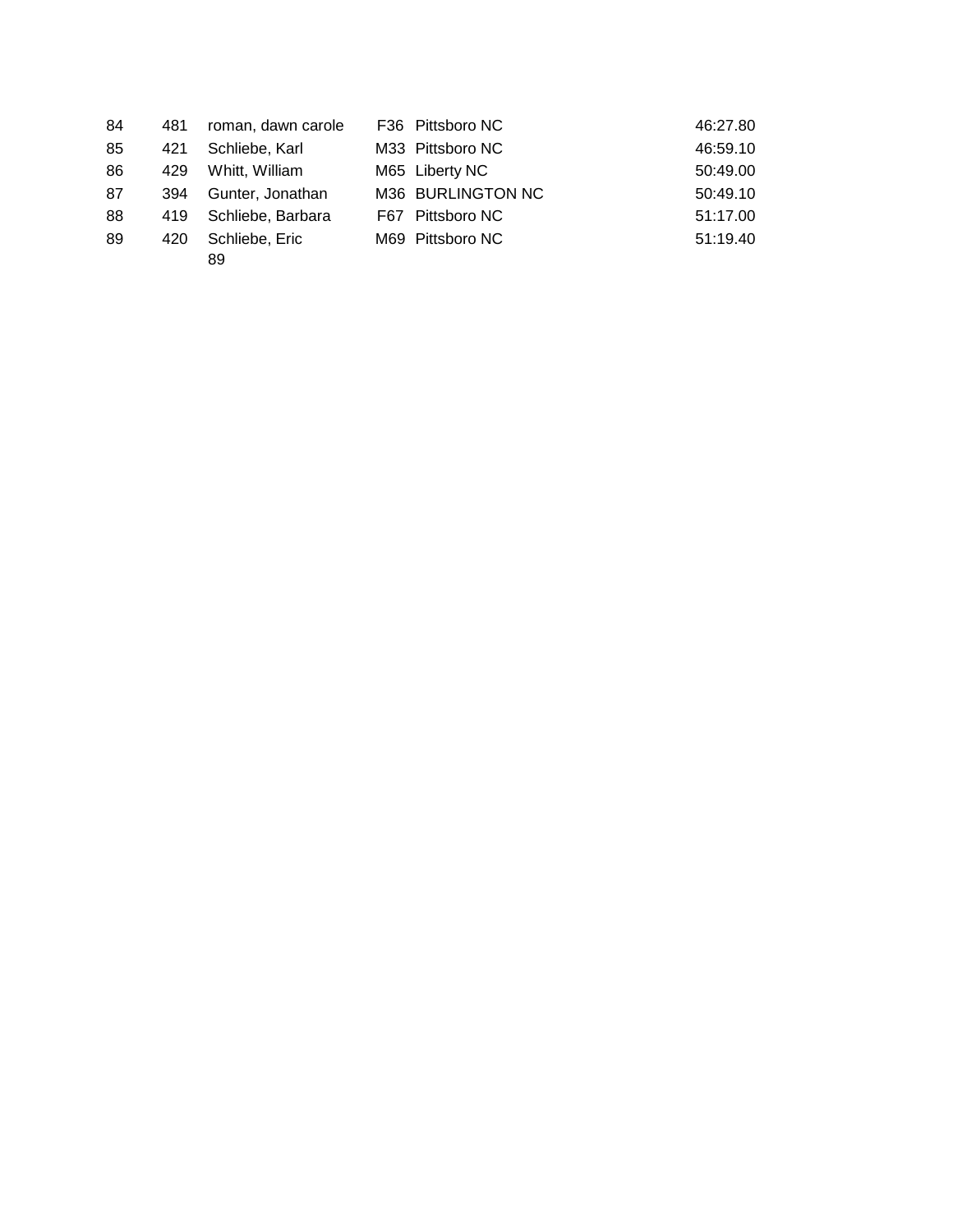| | | | | | |
|---|---|---|---|---|---|
| 84 | 481 | roman, dawn carole | F36 | Pittsboro NC | 46:27.80 |
| 85 | 421 | Schliebe, Karl | M33 | Pittsboro NC | 46:59.10 |
| 86 | 429 | Whitt, William | M65 | Liberty NC | 50:49.00 |
| 87 | 394 | Gunter, Jonathan | M36 | BURLINGTON NC | 50:49.10 |
| 88 | 419 | Schliebe, Barbara | F67 | Pittsboro NC | 51:17.00 |
| 89 | 420 | Schliebe, Eric | M69 | Pittsboro NC | 51:19.40 |
| | | 89 | | | |